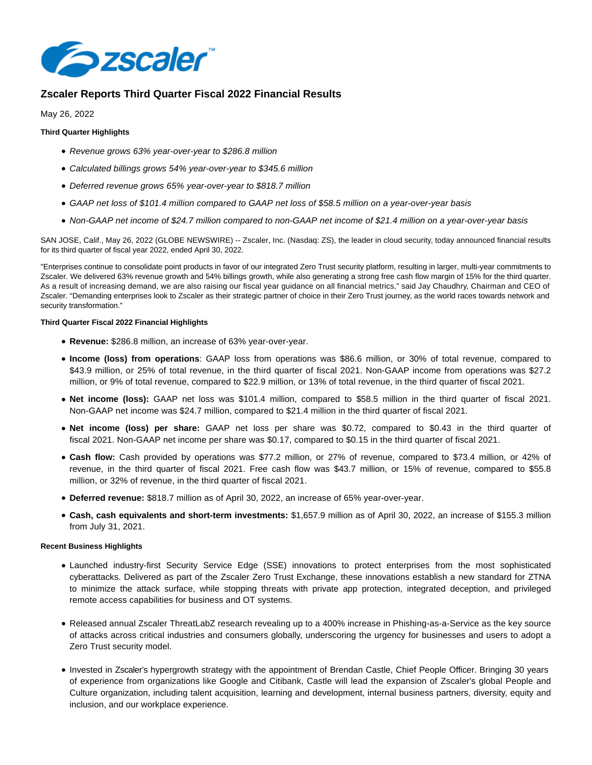# Zscaler Reports Third Quarter Fiscal 2022 Financial Results

May 26, 2022

**Third Quarter Highlights**

- *Revenue grows 63% year-over-year to $286.8 million*
- *Calculated billings grows 54% year-over-year to $345.6 million*
- *Deferred revenue grows 65% year-over-year to $818.7 million*
- *GAAP net loss of $101.4 million compared to GAAP net loss of $58.5 million on a year-over-year basis*
- *Non-GAAP net income of $24.7 million compared to non-GAAP net income of $21.4 million on a year-over-year basis*

SAN JOSE, Calif., May 26, 2022 (GLOBE NEWSWIRE) -- Zscaler, Inc. (Nasdaq: ZS), the leader in cloud security, today announced financial results for its third quarter of fiscal year 2022, ended April 30, 2022.

"Enterprises continue to consolidate point products in favor of our integrated Zero Trust security platform, resulting in larger, multi-year commitments to Zscaler. We delivered 63% revenue growth and 54% billings growth, while also generating a strong free cash flow margin of 15% for the third quarter. As a result of increasing demand, we are also raising our fiscal year guidance on all financial metrics," said Jay Chaudhry, Chairman and CEO of Zscaler. "Demanding enterprises look to Zscaler as their strategic partner of choice in their Zero Trust journey, as the world races towards network and security transformation."

**Third Quarter Fiscal 2022 Financial Highlights**

- **Revenue:** $286.8 million, an increase of 63% year-over-year.
- **Income (loss) from operations**: GAAP loss from operations was $86.6 million, or 30% of total revenue, compared to $43.9 million, or 25% of total revenue, in the third quarter of fiscal 2021. Non-GAAP income from operations was $27.2 million, or 9% of total revenue, compared to $22.9 million, or 13% of total revenue, in the third quarter of fiscal 2021.
- **Net income (loss):** GAAP net loss was $101.4 million, compared to $58.5 million in the third quarter of fiscal 2021. Non-GAAP net income was $24.7 million, compared to $21.4 million in the third quarter of fiscal 2021.
- **Net income (loss) per share:** GAAP net loss per share was $0.72, compared to $0.43 in the third quarter of fiscal 2021. Non-GAAP net income per share was $0.17, compared to $0.15 in the third quarter of fiscal 2021.
- **Cash flow:** Cash provided by operations was $77.2 million, or 27% of revenue, compared to $73.4 million, or 42% of revenue, in the third quarter of fiscal 2021. Free cash flow was $43.7 million, or 15% of revenue, compared to $55.8 million, or 32% of revenue, in the third quarter of fiscal 2021.
- **Deferred revenue:** $818.7 million as of April 30, 2022, an increase of 65% year-over-year.
- **Cash, cash equivalents and short-term investments:** $1,657.9 million as of April 30, 2022, an increase of $155.3 million from July 31, 2021.

**Recent Business Highlights**

- Launched industry-first Security Service Edge (SSE) innovations to protect enterprises from the most sophisticated cyberattacks. Delivered as part of the Zscaler Zero Trust Exchange, these innovations establish a new standard for ZTNA to minimize the attack surface, while stopping threats with private app protection, integrated deception, and privileged remote access capabilities for business and OT systems.
- Released annual Zscaler ThreatLabZ research revealing up to a 400% increase in Phishing-as-a-Service as the key source of attacks across critical industries and consumers globally, underscoring the urgency for businesses and users to adopt a Zero Trust security model.
- Invested in Zscaler's hypergrowth strategy with the appointment of Brendan Castle, Chief People Officer. Bringing 30 years of experience from organizations like Google and Citibank, Castle will lead the expansion of Zscaler's global People and Culture organization, including talent acquisition, learning and development, internal business partners, diversity, equity and inclusion, and our workplace experience.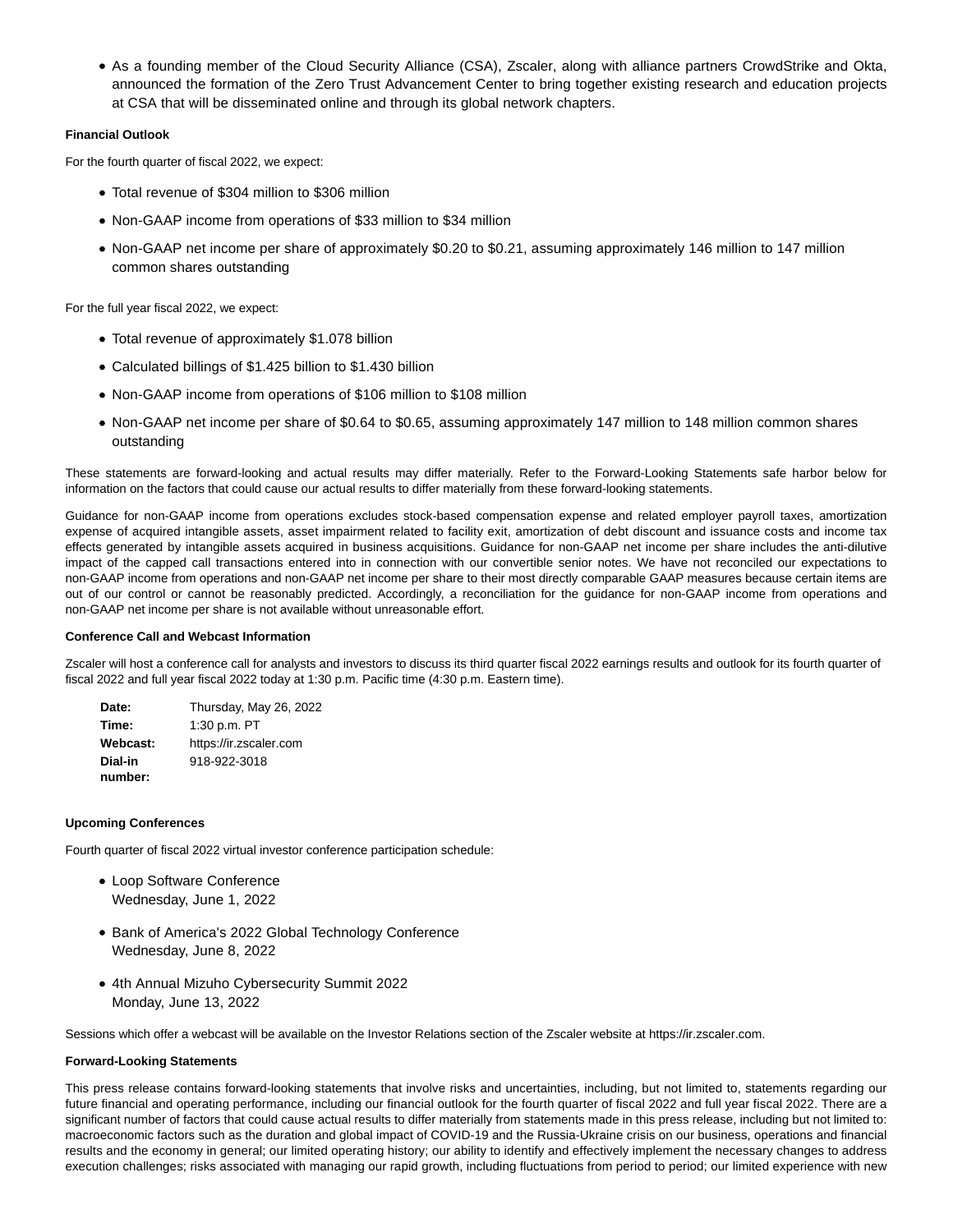- As a founding member of the Cloud Security Alliance (CSA), Zscaler, along with alliance partners CrowdStrike and Okta, announced the formation of the Zero Trust Advancement Center to bring together existing research and education projects at CSA that will be disseminated online and through its global network chapters.

**Financial Outlook**

For the fourth quarter of fiscal 2022, we expect:

- Total revenue of $304 million to $306 million
- Non-GAAP income from operations of $33 million to $34 million
- Non-GAAP net income per share of approximately $0.20 to $0.21, assuming approximately 146 million to 147 million common shares outstanding

For the full year fiscal 2022, we expect:

- Total revenue of approximately $1.078 billion
- Calculated billings of $1.425 billion to $1.430 billion
- Non-GAAP income from operations of $106 million to $108 million
- Non-GAAP net income per share of $0.64 to $0.65, assuming approximately 147 million to 148 million common shares outstanding

These statements are forward-looking and actual results may differ materially. Refer to the Forward-Looking Statements safe harbor below for information on the factors that could cause our actual results to differ materially from these forward-looking statements.

Guidance for non-GAAP income from operations excludes stock-based compensation expense and related employer payroll taxes, amortization expense of acquired intangible assets, asset impairment related to facility exit, amortization of debt discount and issuance costs and income tax effects generated by intangible assets acquired in business acquisitions. Guidance for non-GAAP net income per share includes the anti-dilutive impact of the capped call transactions entered into in connection with our convertible senior notes. We have not reconciled our expectations to non-GAAP income from operations and non-GAAP net income per share to their most directly comparable GAAP measures because certain items are out of our control or cannot be reasonably predicted. Accordingly, a reconciliation for the guidance for non-GAAP income from operations and non-GAAP net income per share is not available without unreasonable effort.

**Conference Call and Webcast Information**

Zscaler will host a conference call for analysts and investors to discuss its third quarter fiscal 2022 earnings results and outlook for its fourth quarter of fiscal 2022 and full year fiscal 2022 today at 1:30 p.m. Pacific time (4:30 p.m. Eastern time).

| | |
|---|---|
| **Date:** | Thursday, May 26, 2022 |
| **Time:** | 1:30 p.m. PT |
| **Webcast:** | https://ir.zscaler.com |
| **Dial-in number:** | 918-922-3018 |

**Upcoming Conferences**

Fourth quarter of fiscal 2022 virtual investor conference participation schedule:

- Loop Software Conference
  Wednesday, June 1, 2022
- Bank of America's 2022 Global Technology Conference
  Wednesday, June 8, 2022
- 4th Annual Mizuho Cybersecurity Summit 2022
  Monday, June 13, 2022

Sessions which offer a webcast will be available on the Investor Relations section of the Zscaler website at https://ir.zscaler.com.

**Forward-Looking Statements**

This press release contains forward-looking statements that involve risks and uncertainties, including, but not limited to, statements regarding our future financial and operating performance, including our financial outlook for the fourth quarter of fiscal 2022 and full year fiscal 2022. There are a significant number of factors that could cause actual results to differ materially from statements made in this press release, including but not limited to: macroeconomic factors such as the duration and global impact of COVID-19 and the Russia-Ukraine crisis on our business, operations and financial results and the economy in general; our limited operating history; our ability to identify and effectively implement the necessary changes to address execution challenges; risks associated with managing our rapid growth, including fluctuations from period to period; our limited experience with new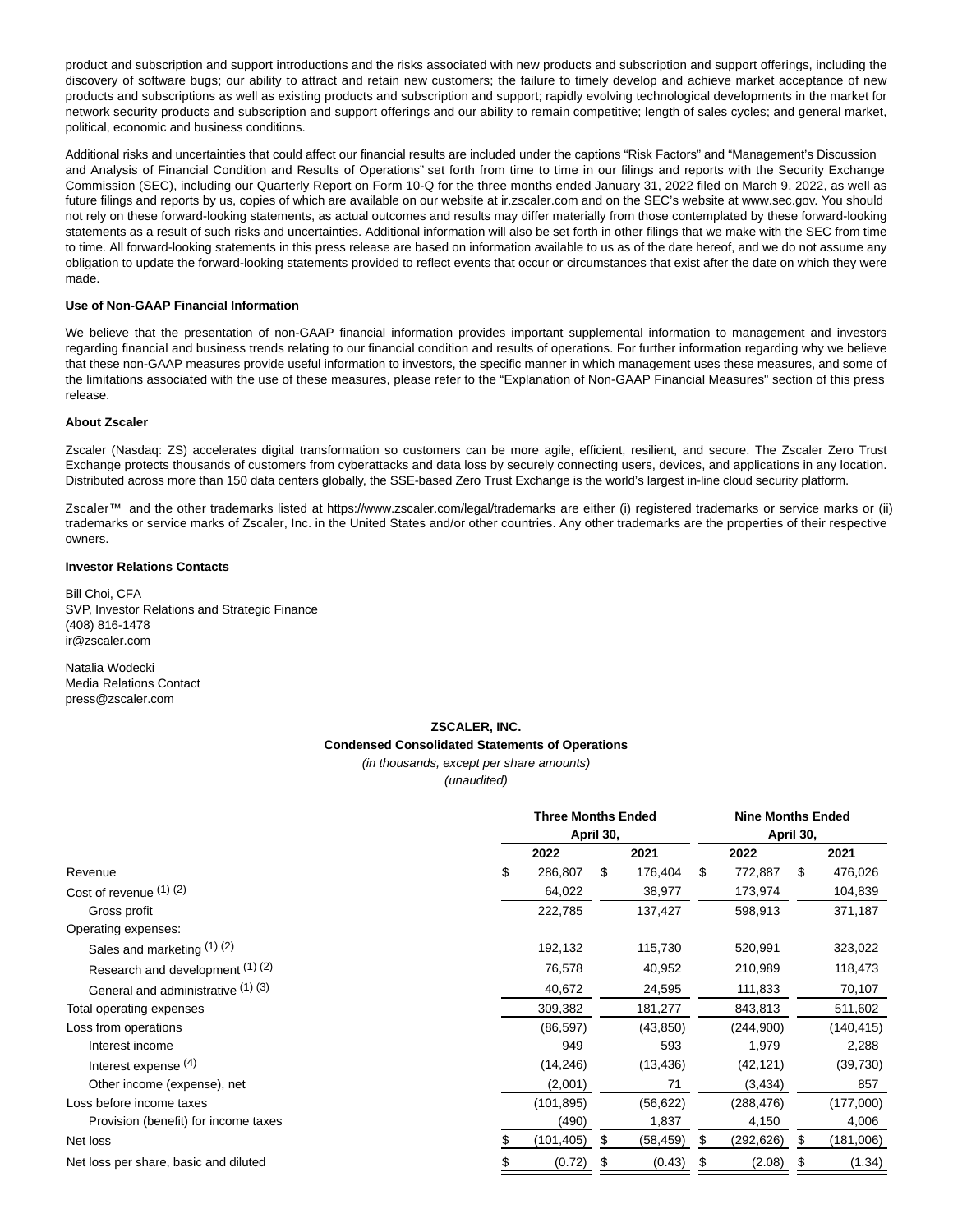product and subscription and support introductions and the risks associated with new products and subscription and support offerings, including the discovery of software bugs; our ability to attract and retain new customers; the failure to timely develop and achieve market acceptance of new products and subscriptions as well as existing products and subscription and support; rapidly evolving technological developments in the market for network security products and subscription and support offerings and our ability to remain competitive; length of sales cycles; and general market, political, economic and business conditions.

Additional risks and uncertainties that could affect our financial results are included under the captions "Risk Factors" and "Management's Discussion and Analysis of Financial Condition and Results of Operations" set forth from time to time in our filings and reports with the Security Exchange Commission (SEC), including our Quarterly Report on Form 10-Q for the three months ended January 31, 2022 filed on March 9, 2022, as well as future filings and reports by us, copies of which are available on our website at ir.zscaler.com and on the SEC's website at www.sec.gov. You should not rely on these forward-looking statements, as actual outcomes and results may differ materially from those contemplated by these forward-looking statements as a result of such risks and uncertainties. Additional information will also be set forth in other filings that we make with the SEC from time to time. All forward-looking statements in this press release are based on information available to us as of the date hereof, and we do not assume any obligation to update the forward-looking statements provided to reflect events that occur or circumstances that exist after the date on which they were made.

**Use of Non-GAAP Financial Information**

We believe that the presentation of non-GAAP financial information provides important supplemental information to management and investors regarding financial and business trends relating to our financial condition and results of operations. For further information regarding why we believe that these non-GAAP measures provide useful information to investors, the specific manner in which management uses these measures, and some of the limitations associated with the use of these measures, please refer to the "Explanation of Non-GAAP Financial Measures" section of this press release.

**About Zscaler**

Zscaler (Nasdaq: ZS) accelerates digital transformation so customers can be more agile, efficient, resilient, and secure. The Zscaler Zero Trust Exchange protects thousands of customers from cyberattacks and data loss by securely connecting users, devices, and applications in any location. Distributed across more than 150 data centers globally, the SSE-based Zero Trust Exchange is the world's largest in-line cloud security platform.

Zscaler™ and the other trademarks listed at https://www.zscaler.com/legal/trademarks are either (i) registered trademarks or service marks or (ii) trademarks or service marks of Zscaler, Inc. in the United States and/or other countries. Any other trademarks are the properties of their respective owners.

**Investor Relations Contacts**

Bill Choi, CFA
SVP, Investor Relations and Strategic Finance
(408) 816-1478
ir@zscaler.com

Natalia Wodecki
Media Relations Contact
press@zscaler.com

**ZSCALER, INC.**
**Condensed Consolidated Statements of Operations**
*(in thousands, except per share amounts)*
*(unaudited)*

| | Three Months Ended April 30, | | Nine Months Ended April 30, | |
|---|---|---|---|---|
| | 2022 | 2021 | 2022 | 2021 |
| Revenue | $ 286,807 | $ 176,404 | $ 772,887 | $ 476,026 |
| Cost of revenue (1) (2) | 64,022 | 38,977 | 173,974 | 104,839 |
| Gross profit | 222,785 | 137,427 | 598,913 | 371,187 |
| Operating expenses: | | | | |
| Sales and marketing (1) (2) | 192,132 | 115,730 | 520,991 | 323,022 |
| Research and development (1) (2) | 76,578 | 40,952 | 210,989 | 118,473 |
| General and administrative (1) (3) | 40,672 | 24,595 | 111,833 | 70,107 |
| Total operating expenses | 309,382 | 181,277 | 843,813 | 511,602 |
| Loss from operations | (86,597) | (43,850) | (244,900) | (140,415) |
| Interest income | 949 | 593 | 1,979 | 2,288 |
| Interest expense (4) | (14,246) | (13,436) | (42,121) | (39,730) |
| Other income (expense), net | (2,001) | 71 | (3,434) | 857 |
| Loss before income taxes | (101,895) | (56,622) | (288,476) | (177,000) |
| Provision (benefit) for income taxes | (490) | 1,837 | 4,150 | 4,006 |
| Net loss | $ (101,405) | $ (58,459) | $ (292,626) | $ (181,006) |
| Net loss per share, basic and diluted | $ (0.72) | $ (0.43) | $ (2.08) | $ (1.34) |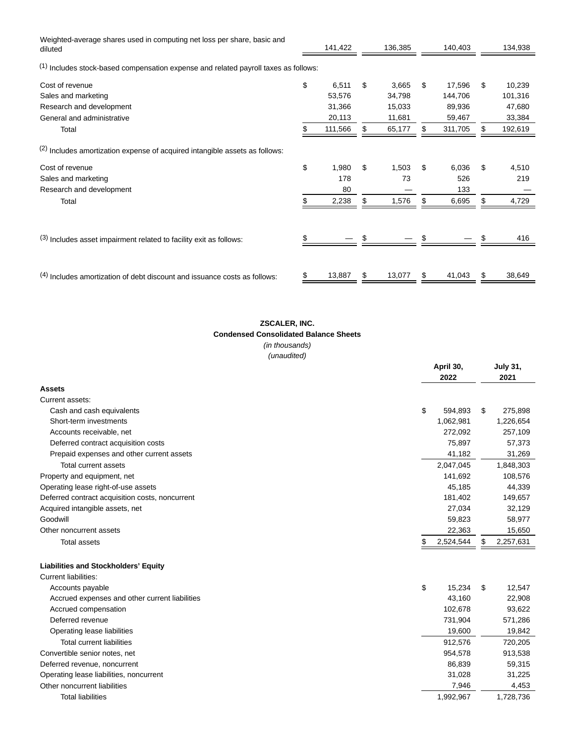| | | | | |
|---|---|---|---|---|
| Weighted-average shares used in computing net loss per share, basic and diluted | 141,422 | 136,385 | 140,403 | 134,938 |

(1) Includes stock-based compensation expense and related payroll taxes as follows:

| | | | | |
|---|---|---|---|---|
| Cost of revenue | $ 6,511 | $ 3,665 | $ 17,596 | $ 10,239 |
| Sales and marketing | 53,576 | 34,798 | 144,706 | 101,316 |
| Research and development | 31,366 | 15,033 | 89,936 | 47,680 |
| General and administrative | 20,113 | 11,681 | 59,467 | 33,384 |
| Total | $ 111,566 | $ 65,177 | $ 311,705 | $ 192,619 |

(2) Includes amortization expense of acquired intangible assets as follows:

| | | | | |
|---|---|---|---|---|
| Cost of revenue | $ 1,980 | $ 1,503 | $ 6,036 | $ 4,510 |
| Sales and marketing | 178 | 73 | 526 | 219 |
| Research and development | 80 | — | 133 | — |
| Total | $ 2,238 | $ 1,576 | $ 6,695 | $ 4,729 |

| | | | | |
|---|---|---|---|---|
| (3) Includes asset impairment related to facility exit as follows: | $ — | $ — | $ — | $ 416 |
| (4) Includes amortization of debt discount and issuance costs as follows: | $ 13,887 | $ 13,077 | $ 41,043 | $ 38,649 |

**ZSCALER, INC.**
**Condensed Consolidated Balance Sheets**
*(in thousands)*
*(unaudited)*

| | April 30, 2022 | July 31, 2021 |
|---|---|---|
| **Assets** | | |
| Current assets: | | |
| Cash and cash equivalents | $ 594,893 | $ 275,898 |
| Short-term investments | 1,062,981 | 1,226,654 |
| Accounts receivable, net | 272,092 | 257,109 |
| Deferred contract acquisition costs | 75,897 | 57,373 |
| Prepaid expenses and other current assets | 41,182 | 31,269 |
| Total current assets | 2,047,045 | 1,848,303 |
| Property and equipment, net | 141,692 | 108,576 |
| Operating lease right-of-use assets | 45,185 | 44,339 |
| Deferred contract acquisition costs, noncurrent | 181,402 | 149,657 |
| Acquired intangible assets, net | 27,034 | 32,129 |
| Goodwill | 59,823 | 58,977 |
| Other noncurrent assets | 22,363 | 15,650 |
| Total assets | $ 2,524,544 | $ 2,257,631 |
| **Liabilities and Stockholders' Equity** | | |
| Current liabilities: | | |
| Accounts payable | $ 15,234 | $ 12,547 |
| Accrued expenses and other current liabilities | 43,160 | 22,908 |
| Accrued compensation | 102,678 | 93,622 |
| Deferred revenue | 731,904 | 571,286 |
| Operating lease liabilities | 19,600 | 19,842 |
| Total current liabilities | 912,576 | 720,205 |
| Convertible senior notes, net | 954,578 | 913,538 |
| Deferred revenue, noncurrent | 86,839 | 59,315 |
| Operating lease liabilities, noncurrent | 31,028 | 31,225 |
| Other noncurrent liabilities | 7,946 | 4,453 |
| Total liabilities | 1,992,967 | 1,728,736 |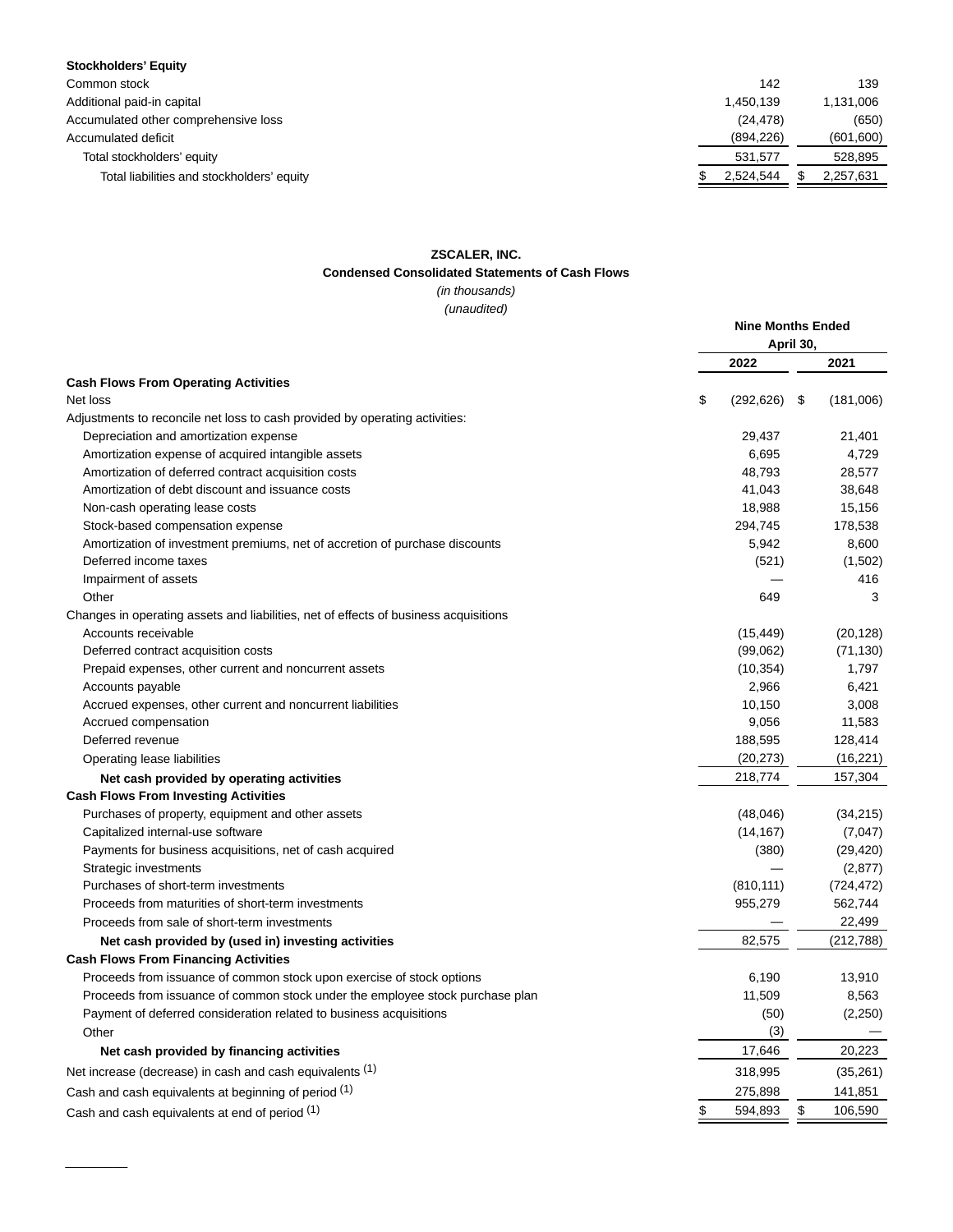| **Stockholders' Equity** | | |
|---|---|---|
| Common stock | 142 | 139 |
| Additional paid-in capital | 1,450,139 | 1,131,006 |
| Accumulated other comprehensive loss | (24,478) | (650) |
| Accumulated deficit | (894,226) | (601,600) |
| Total stockholders' equity | 531,577 | 528,895 |
| Total liabilities and stockholders' equity | $ 2,524,544 | $ 2,257,631 |

**ZSCALER, INC.**

**Condensed Consolidated Statements of Cash Flows**

*(in thousands)*

*(unaudited)*

| | **Nine Months Ended April 30,** | |
|---|---|---|
| | **2022** | **2021** |
| **Cash Flows From Operating Activities** | | |
| Net loss | $ (292,626) | $ (181,006) |
| Adjustments to reconcile net loss to cash provided by operating activities: | | |
| Depreciation and amortization expense | 29,437 | 21,401 |
| Amortization expense of acquired intangible assets | 6,695 | 4,729 |
| Amortization of deferred contract acquisition costs | 48,793 | 28,577 |
| Amortization of debt discount and issuance costs | 41,043 | 38,648 |
| Non-cash operating lease costs | 18,988 | 15,156 |
| Stock-based compensation expense | 294,745 | 178,538 |
| Amortization of investment premiums, net of accretion of purchase discounts | 5,942 | 8,600 |
| Deferred income taxes | (521) | (1,502) |
| Impairment of assets | — | 416 |
| Other | 649 | 3 |
| Changes in operating assets and liabilities, net of effects of business acquisitions | | |
| Accounts receivable | (15,449) | (20,128) |
| Deferred contract acquisition costs | (99,062) | (71,130) |
| Prepaid expenses, other current and noncurrent assets | (10,354) | 1,797 |
| Accounts payable | 2,966 | 6,421 |
| Accrued expenses, other current and noncurrent liabilities | 10,150 | 3,008 |
| Accrued compensation | 9,056 | 11,583 |
| Deferred revenue | 188,595 | 128,414 |
| Operating lease liabilities | (20,273) | (16,221) |
| **Net cash provided by operating activities** | 218,774 | 157,304 |
| **Cash Flows From Investing Activities** | | |
| Purchases of property, equipment and other assets | (48,046) | (34,215) |
| Capitalized internal-use software | (14,167) | (7,047) |
| Payments for business acquisitions, net of cash acquired | (380) | (29,420) |
| Strategic investments | — | (2,877) |
| Purchases of short-term investments | (810,111) | (724,472) |
| Proceeds from maturities of short-term investments | 955,279 | 562,744 |
| Proceeds from sale of short-term investments | — | 22,499 |
| **Net cash provided by (used in) investing activities** | 82,575 | (212,788) |
| **Cash Flows From Financing Activities** | | |
| Proceeds from issuance of common stock upon exercise of stock options | 6,190 | 13,910 |
| Proceeds from issuance of common stock under the employee stock purchase plan | 11,509 | 8,563 |
| Payment of deferred consideration related to business acquisitions | (50) | (2,250) |
| Other | (3) | — |
| **Net cash provided by financing activities** | 17,646 | 20,223 |
| Net increase (decrease) in cash and cash equivalents [1] | 318,995 | (35,261) |
| Cash and cash equivalents at beginning of period [1] | 275,898 | 141,851 |
| Cash and cash equivalents at end of period [1] | $ 594,893 | $ 106,590 |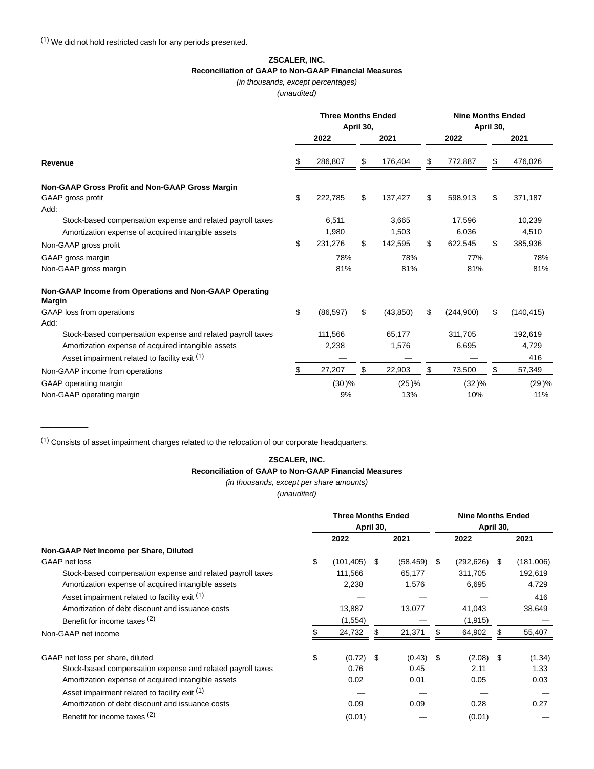(1) We did not hold restricted cash for any periods presented.

**ZSCALER, INC.**
**Reconciliation of GAAP to Non-GAAP Financial Measures**
*(in thousands, except percentages)*
*(unaudited)*

| | Three Months Ended April 30, | | Nine Months Ended April 30, | |
|---|---|---|---|---|
| | 2022 | 2021 | 2022 | 2021 |
| **Revenue** | $ 286,807 | $ 176,404 | $ 772,887 | $ 476,026 |
| **Non-GAAP Gross Profit and Non-GAAP Gross Margin** | | | | |
| GAAP gross profit | $ 222,785 | $ 137,427 | $ 598,913 | $ 371,187 |
| Add: | | | | |
| Stock-based compensation expense and related payroll taxes | 6,511 | 3,665 | 17,596 | 10,239 |
| Amortization expense of acquired intangible assets | 1,980 | 1,503 | 6,036 | 4,510 |
| Non-GAAP gross profit | $ 231,276 | $ 142,595 | $ 622,545 | $ 385,936 |
| GAAP gross margin | 78% | 78% | 77% | 78% |
| Non-GAAP gross margin | 81% | 81% | 81% | 81% |
| **Non-GAAP Income from Operations and Non-GAAP Operating Margin** | | | | |
| GAAP loss from operations | $ (86,597) | $ (43,850) | $ (244,900) | $ (140,415) |
| Add: | | | | |
| Stock-based compensation expense and related payroll taxes | 111,566 | 65,177 | 311,705 | 192,619 |
| Amortization expense of acquired intangible assets | 2,238 | 1,576 | 6,695 | 4,729 |
| Asset impairment related to facility exit (1) | — | — | — | 416 |
| Non-GAAP income from operations | $ 27,207 | $ 22,903 | $ 73,500 | $ 57,349 |
| GAAP operating margin | (30)% | (25)% | (32)% | (29)% |
| Non-GAAP operating margin | 9% | 13% | 10% | 11% |

(1) Consists of asset impairment charges related to the relocation of our corporate headquarters.

**ZSCALER, INC.**
**Reconciliation of GAAP to Non-GAAP Financial Measures**
*(in thousands, except per share amounts)*
*(unaudited)*

| | Three Months Ended April 30, | | Nine Months Ended April 30, | |
|---|---|---|---|---|
| | 2022 | 2021 | 2022 | 2021 |
| **Non-GAAP Net Income per Share, Diluted** | | | | |
| GAAP net loss | $ (101,405) | $ (58,459) | $ (292,626) | $ (181,006) |
| Stock-based compensation expense and related payroll taxes | 111,566 | 65,177 | 311,705 | 192,619 |
| Amortization expense of acquired intangible assets | 2,238 | 1,576 | 6,695 | 4,729 |
| Asset impairment related to facility exit (1) | — | — | — | 416 |
| Amortization of debt discount and issuance costs | 13,887 | 13,077 | 41,043 | 38,649 |
| Benefit for income taxes (2) | (1,554) | — | (1,915) | — |
| Non-GAAP net income | $ 24,732 | $ 21,371 | $ 64,902 | $ 55,407 |
| GAAP net loss per share, diluted | $ (0.72) | $ (0.43) | $ (2.08) | $ (1.34) |
| Stock-based compensation expense and related payroll taxes | 0.76 | 0.45 | 2.11 | 1.33 |
| Amortization expense of acquired intangible assets | 0.02 | 0.01 | 0.05 | 0.03 |
| Asset impairment related to facility exit (1) | — | — | — | — |
| Amortization of debt discount and issuance costs | 0.09 | 0.09 | 0.28 | 0.27 |
| Benefit for income taxes (2) | (0.01) | — | (0.01) | — |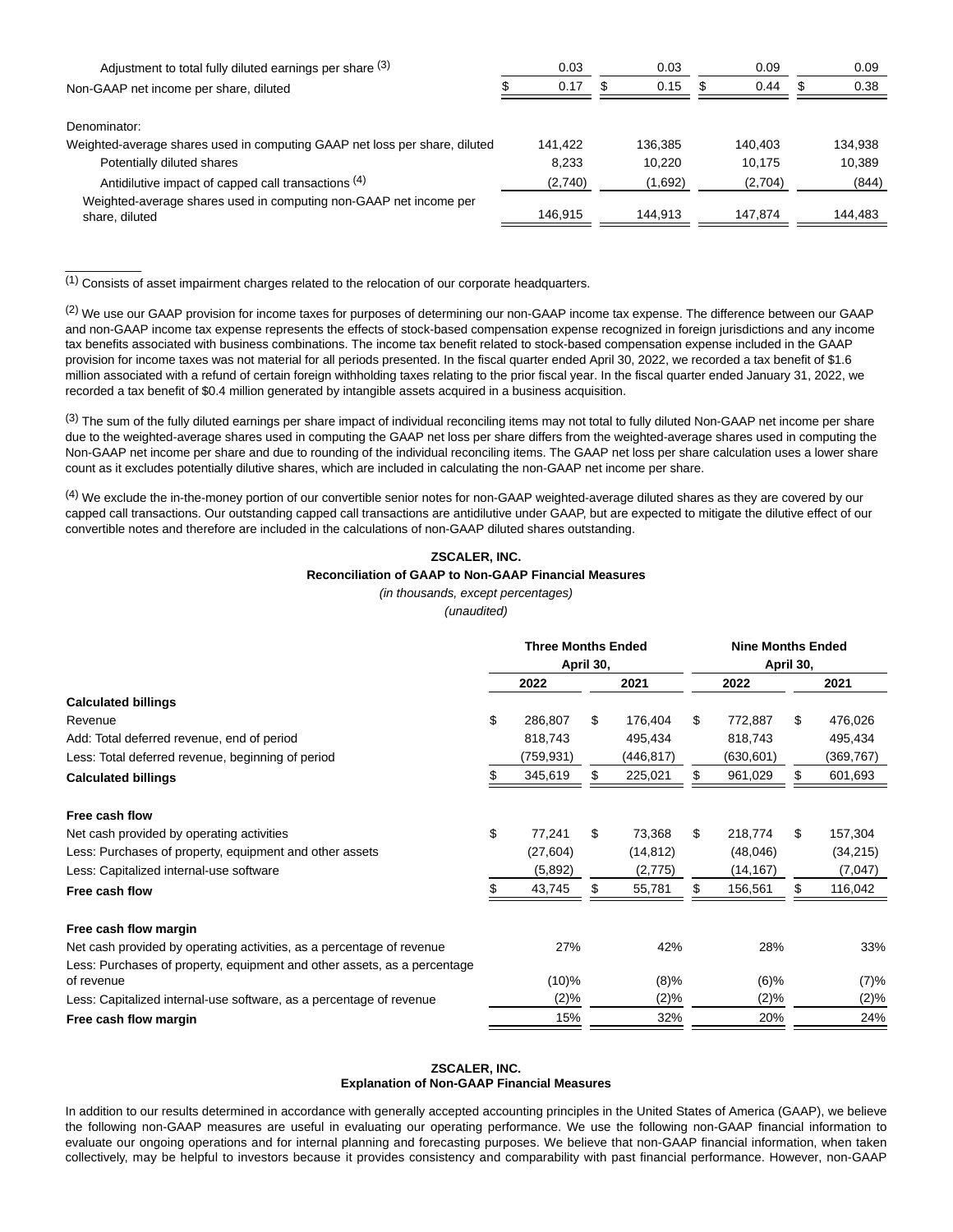| | Three Months Ended April 30, 2022 | Three Months Ended April 30, 2021 | Nine Months Ended April 30, 2022 | Nine Months Ended April 30, 2021 |
|---|---|---|---|---|
| Adjustment to total fully diluted earnings per share [(3)] | 0.03 | 0.03 | 0.09 | 0.09 |
| Non-GAAP net income per share, diluted | $ 0.17 | $ 0.15 | $ 0.44 | $ 0.38 |
| Denominator: | | | | |
| Weighted-average shares used in computing GAAP net loss per share, diluted | 141,422 | 136,385 | 140,403 | 134,938 |
| Potentially diluted shares | 8,233 | 10,220 | 10,175 | 10,389 |
| Antidilutive impact of capped call transactions [(4)] | (2,740) | (1,692) | (2,704) | (844) |
| Weighted-average shares used in computing non-GAAP net income per share, diluted | 146,915 | 144,913 | 147,874 | 144,483 |

[(1)] Consists of asset impairment charges related to the relocation of our corporate headquarters.

[(2)] We use our GAAP provision for income taxes for purposes of determining our non-GAAP income tax expense. The difference between our GAAP and non-GAAP income tax expense represents the effects of stock-based compensation expense recognized in foreign jurisdictions and any income tax benefits associated with business combinations. The income tax benefit related to stock-based compensation expense included in the GAAP provision for income taxes was not material for all periods presented. In the fiscal quarter ended April 30, 2022, we recorded a tax benefit of $1.6 million associated with a refund of certain foreign withholding taxes relating to the prior fiscal year. In the fiscal quarter ended January 31, 2022, we recorded a tax benefit of $0.4 million generated by intangible assets acquired in a business acquisition.

[(3)] The sum of the fully diluted earnings per share impact of individual reconciling items may not total to fully diluted Non-GAAP net income per share due to the weighted-average shares used in computing the GAAP net loss per share differs from the weighted-average shares used in computing the Non-GAAP net income per share and due to rounding of the individual reconciling items. The GAAP net loss per share calculation uses a lower share count as it excludes potentially dilutive shares, which are included in calculating the non-GAAP net income per share.

[(4)] We exclude the in-the-money portion of our convertible senior notes for non-GAAP weighted-average diluted shares as they are covered by our capped call transactions. Our outstanding capped call transactions are antidilutive under GAAP, but are expected to mitigate the dilutive effect of our convertible notes and therefore are included in the calculations of non-GAAP diluted shares outstanding.

**ZSCALER, INC.**
**Reconciliation of GAAP to Non-GAAP Financial Measures**
*(in thousands, except percentages)*
*(unaudited)*

| | Three Months Ended April 30, | | Nine Months Ended April 30, | |
|---|---|---|---|---|
| | 2022 | 2021 | 2022 | 2021 |
| **Calculated billings** | | | | |
| Revenue | $ 286,807 | $ 176,404 | $ 772,887 | $ 476,026 |
| Add: Total deferred revenue, end of period | 818,743 | 495,434 | 818,743 | 495,434 |
| Less: Total deferred revenue, beginning of period | (759,931) | (446,817) | (630,601) | (369,767) |
| **Calculated billings** | $ 345,619 | $ 225,021 | $ 961,029 | $ 601,693 |
| **Free cash flow** | | | | |
| Net cash provided by operating activities | $ 77,241 | $ 73,368 | $ 218,774 | $ 157,304 |
| Less: Purchases of property, equipment and other assets | (27,604) | (14,812) | (48,046) | (34,215) |
| Less: Capitalized internal-use software | (5,892) | (2,775) | (14,167) | (7,047) |
| **Free cash flow** | $ 43,745 | $ 55,781 | $ 156,561 | $ 116,042 |
| **Free cash flow margin** | | | | |
| Net cash provided by operating activities, as a percentage of revenue | 27% | 42% | 28% | 33% |
| Less: Purchases of property, equipment and other assets, as a percentage of revenue | (10)% | (8)% | (6)% | (7)% |
| Less: Capitalized internal-use software, as a percentage of revenue | (2)% | (2)% | (2)% | (2)% |
| **Free cash flow margin** | 15% | 32% | 20% | 24% |

**ZSCALER, INC.**
**Explanation of Non-GAAP Financial Measures**

In addition to our results determined in accordance with generally accepted accounting principles in the United States of America (GAAP), we believe the following non-GAAP measures are useful in evaluating our operating performance. We use the following non-GAAP financial information to evaluate our ongoing operations and for internal planning and forecasting purposes. We believe that non-GAAP financial information, when taken collectively, may be helpful to investors because it provides consistency and comparability with past financial performance. However, non-GAAP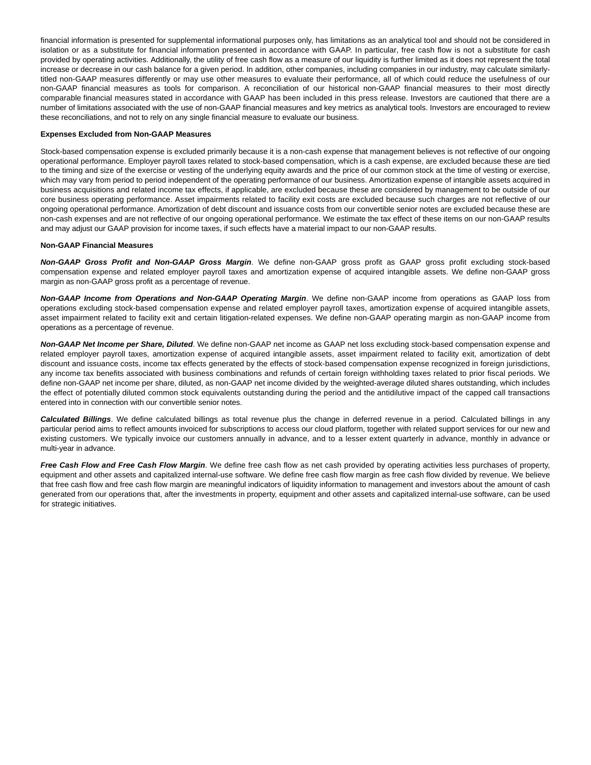financial information is presented for supplemental informational purposes only, has limitations as an analytical tool and should not be considered in isolation or as a substitute for financial information presented in accordance with GAAP. In particular, free cash flow is not a substitute for cash provided by operating activities. Additionally, the utility of free cash flow as a measure of our liquidity is further limited as it does not represent the total increase or decrease in our cash balance for a given period. In addition, other companies, including companies in our industry, may calculate similarly-titled non-GAAP measures differently or may use other measures to evaluate their performance, all of which could reduce the usefulness of our non-GAAP financial measures as tools for comparison. A reconciliation of our historical non-GAAP financial measures to their most directly comparable financial measures stated in accordance with GAAP has been included in this press release. Investors are cautioned that there are a number of limitations associated with the use of non-GAAP financial measures and key metrics as analytical tools. Investors are encouraged to review these reconciliations, and not to rely on any single financial measure to evaluate our business.

**Expenses Excluded from Non-GAAP Measures**

Stock-based compensation expense is excluded primarily because it is a non-cash expense that management believes is not reflective of our ongoing operational performance. Employer payroll taxes related to stock-based compensation, which is a cash expense, are excluded because these are tied to the timing and size of the exercise or vesting of the underlying equity awards and the price of our common stock at the time of vesting or exercise, which may vary from period to period independent of the operating performance of our business. Amortization expense of intangible assets acquired in business acquisitions and related income tax effects, if applicable, are excluded because these are considered by management to be outside of our core business operating performance. Asset impairments related to facility exit costs are excluded because such charges are not reflective of our ongoing operational performance. Amortization of debt discount and issuance costs from our convertible senior notes are excluded because these are non-cash expenses and are not reflective of our ongoing operational performance. We estimate the tax effect of these items on our non-GAAP results and may adjust our GAAP provision for income taxes, if such effects have a material impact to our non-GAAP results.

**Non-GAAP Financial Measures**

***Non-GAAP Gross Profit and Non-GAAP Gross Margin***. We define non-GAAP gross profit as GAAP gross profit excluding stock-based compensation expense and related employer payroll taxes and amortization expense of acquired intangible assets. We define non-GAAP gross margin as non-GAAP gross profit as a percentage of revenue.

***Non-GAAP Income from Operations and Non-GAAP Operating Margin***. We define non-GAAP income from operations as GAAP loss from operations excluding stock-based compensation expense and related employer payroll taxes, amortization expense of acquired intangible assets, asset impairment related to facility exit and certain litigation-related expenses. We define non-GAAP operating margin as non-GAAP income from operations as a percentage of revenue.

***Non-GAAP Net Income per Share, Diluted***. We define non-GAAP net income as GAAP net loss excluding stock-based compensation expense and related employer payroll taxes, amortization expense of acquired intangible assets, asset impairment related to facility exit, amortization of debt discount and issuance costs, income tax effects generated by the effects of stock-based compensation expense recognized in foreign jurisdictions, any income tax benefits associated with business combinations and refunds of certain foreign withholding taxes related to prior fiscal periods. We define non-GAAP net income per share, diluted, as non-GAAP net income divided by the weighted-average diluted shares outstanding, which includes the effect of potentially diluted common stock equivalents outstanding during the period and the antidilutive impact of the capped call transactions entered into in connection with our convertible senior notes.

***Calculated Billings***. We define calculated billings as total revenue plus the change in deferred revenue in a period. Calculated billings in any particular period aims to reflect amounts invoiced for subscriptions to access our cloud platform, together with related support services for our new and existing customers. We typically invoice our customers annually in advance, and to a lesser extent quarterly in advance, monthly in advance or multi-year in advance.

***Free Cash Flow and Free Cash Flow Margin***. We define free cash flow as net cash provided by operating activities less purchases of property, equipment and other assets and capitalized internal-use software. We define free cash flow margin as free cash flow divided by revenue. We believe that free cash flow and free cash flow margin are meaningful indicators of liquidity information to management and investors about the amount of cash generated from our operations that, after the investments in property, equipment and other assets and capitalized internal-use software, can be used for strategic initiatives.